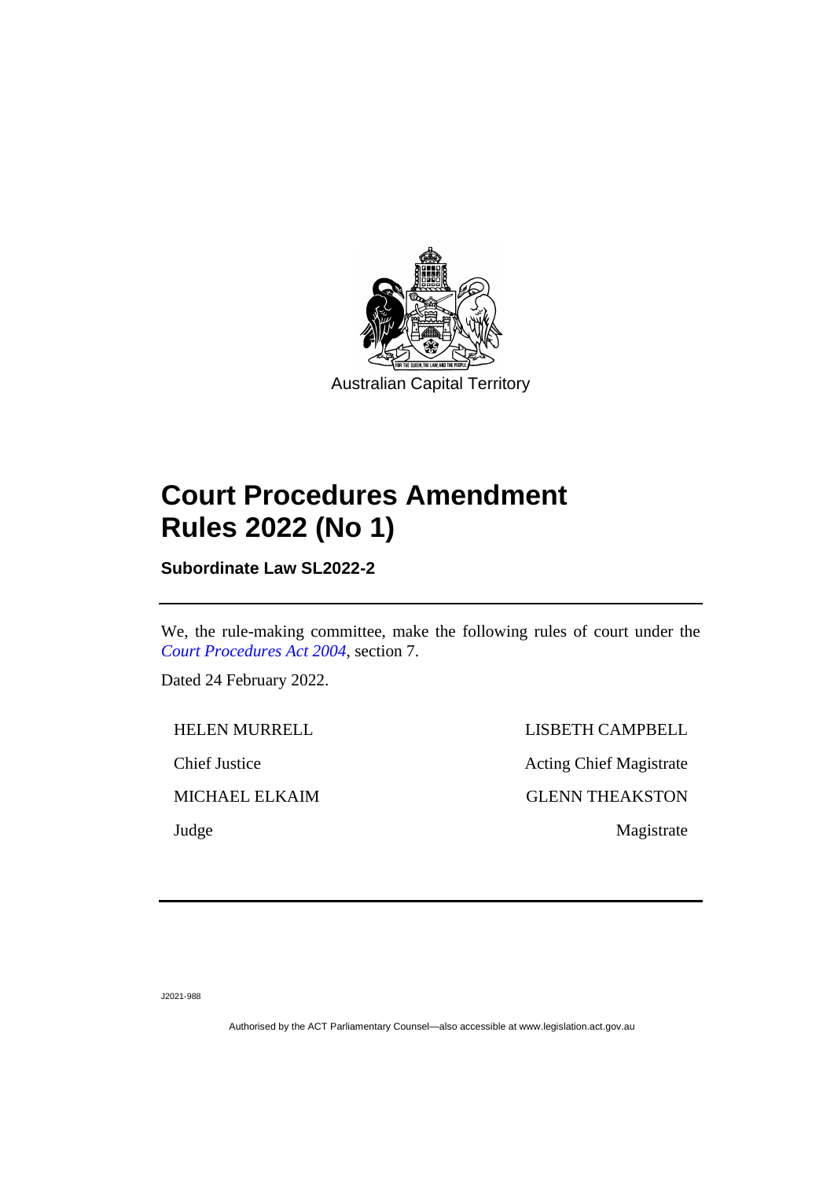Australian Capital Territory

# Court Procedures Amendment Rules 2022 (No 1)

**Subordinate Law SL2022-2**

We, the rule-making committee, make the following rules of court under the *Court Procedures Act 2004*, section 7.

Dated 24 February 2022.

HELEN MURRELL

Chief Justice

MICHAEL ELKAIM

Judge

LISBETH CAMPBELL

Acting Chief Magistrate

GLENN THEAKSTON

Magistrate

J2021-988

Authorised by the ACT Parliamentary Counsel—also accessible at www.legislation.act.gov.au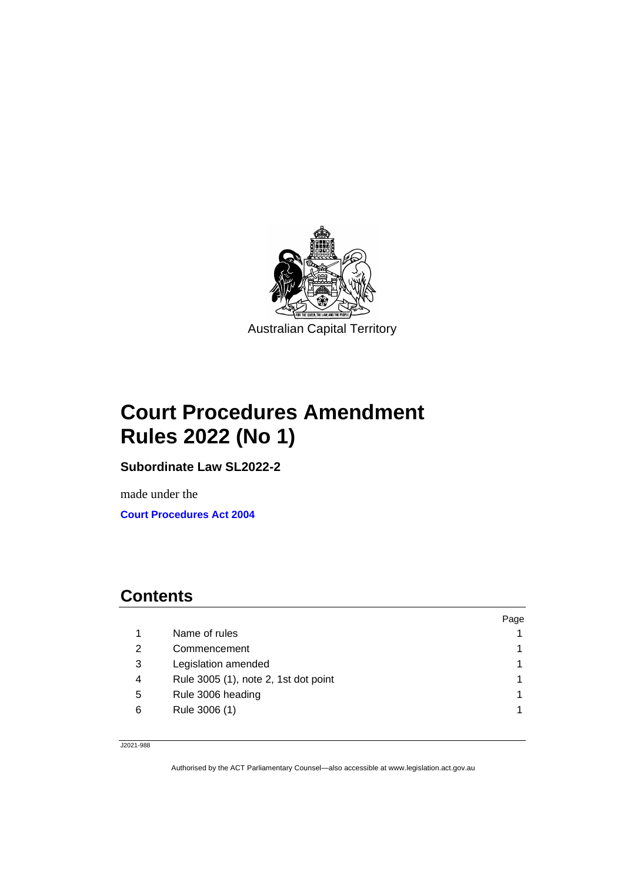Australian Capital Territory

# Court Procedures Amendment Rules 2022 (No 1)

**Subordinate Law SL2022-2**

made under the

**Court Procedures Act 2004**

## Contents

| | | Page |
|---|---|---|
| 1 | Name of rules | 1 |
| 2 | Commencement | 1 |
| 3 | Legislation amended | 1 |
| 4 | Rule 3005 (1), note 2, 1st dot point | 1 |
| 5 | Rule 3006 heading | 1 |
| 6 | Rule 3006 (1) | 1 |

J2021-988

Authorised by the ACT Parliamentary Counsel—also accessible at www.legislation.act.gov.au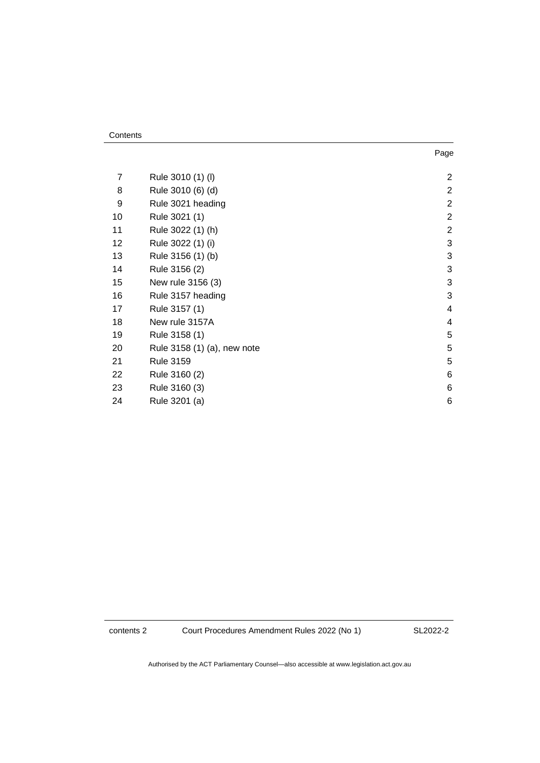Contents

| | | Page |
|---|---|---|
| 7 | Rule 3010 (1) (l) | 2 |
| 8 | Rule 3010 (6) (d) | 2 |
| 9 | Rule 3021 heading | 2 |
| 10 | Rule 3021 (1) | 2 |
| 11 | Rule 3022 (1) (h) | 2 |
| 12 | Rule 3022 (1) (i) | 3 |
| 13 | Rule 3156 (1) (b) | 3 |
| 14 | Rule 3156 (2) | 3 |
| 15 | New rule 3156 (3) | 3 |
| 16 | Rule 3157 heading | 3 |
| 17 | Rule 3157 (1) | 4 |
| 18 | New rule 3157A | 4 |
| 19 | Rule 3158 (1) | 5 |
| 20 | Rule 3158 (1) (a), new note | 5 |
| 21 | Rule 3159 | 5 |
| 22 | Rule 3160 (2) | 6 |
| 23 | Rule 3160 (3) | 6 |
| 24 | Rule 3201 (a) | 6 |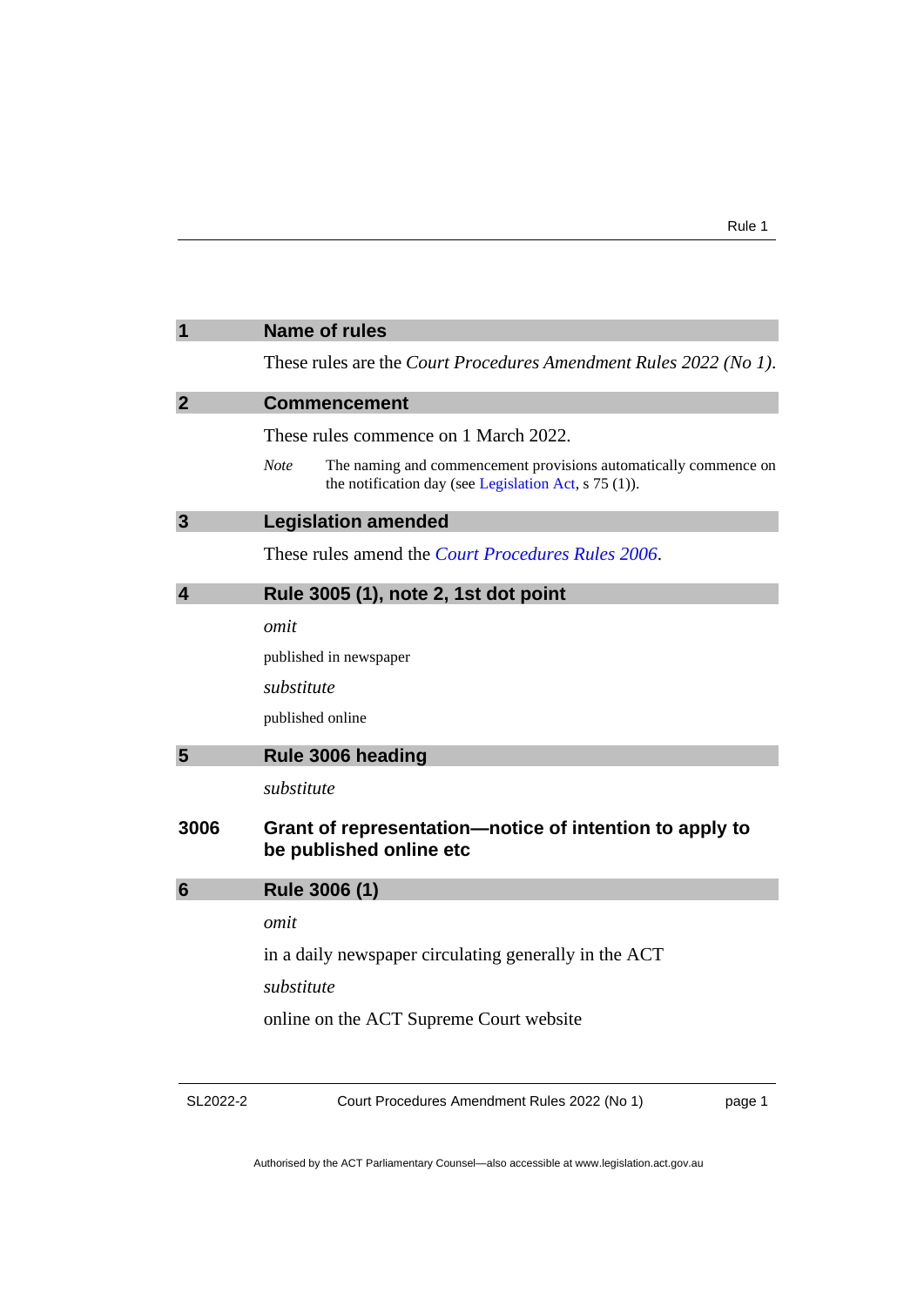## 1 Name of rules

These rules are the *Court Procedures Amendment Rules 2022 (No 1)*.

## 2 Commencement

These rules commence on 1 March 2022.

*Note* The naming and commencement provisions automatically commence on the notification day (see Legislation Act, s 75 (1)).

## 3 Legislation amended

These rules amend the *Court Procedures Rules 2006*.

## 4 Rule 3005 (1), note 2, 1st dot point

*omit*

published in newspaper

*substitute*

published online

## 5 Rule 3006 heading

*substitute*

### 3006 Grant of representation—notice of intention to apply to be published online etc

## 6 Rule 3006 (1)

*omit*

in a daily newspaper circulating generally in the ACT

*substitute*

online on the ACT Supreme Court website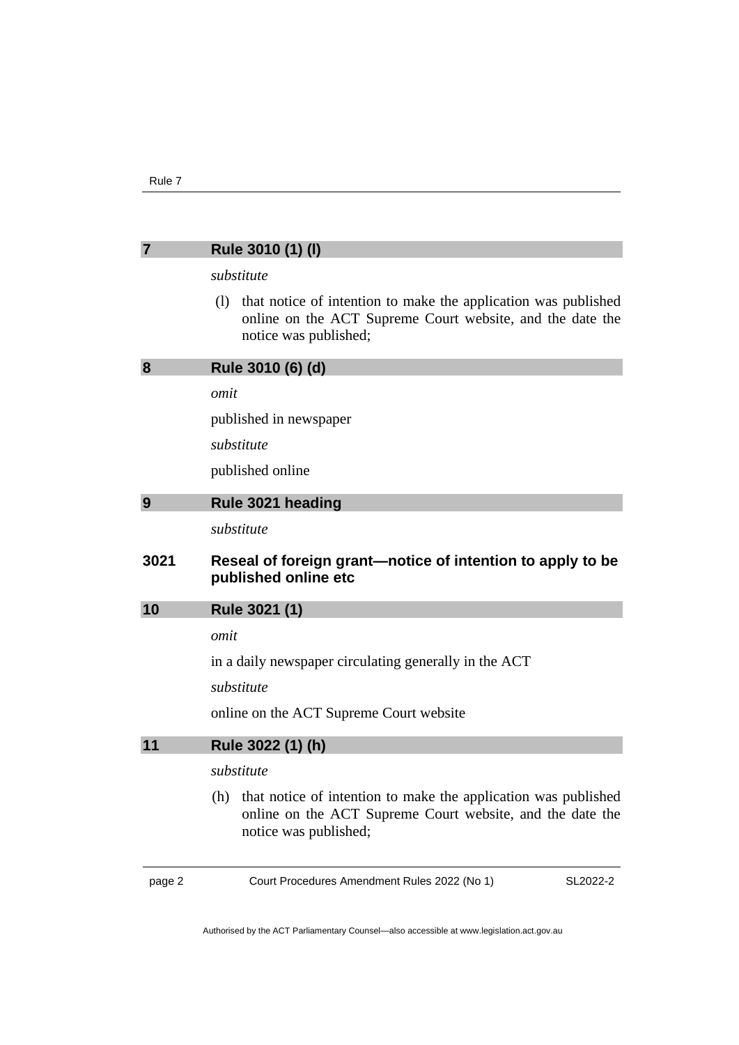## 7 Rule 3010 (1) (l)

*substitute*

(l) that notice of intention to make the application was published online on the ACT Supreme Court website, and the date the notice was published;

## 8 Rule 3010 (6) (d)

*omit*

published in newspaper

*substitute*

published online

## 9 Rule 3021 heading

*substitute*

### 3021 Reseal of foreign grant—notice of intention to apply to be published online etc

## 10 Rule 3021 (1)

*omit*

in a daily newspaper circulating generally in the ACT

*substitute*

online on the ACT Supreme Court website

## 11 Rule 3022 (1) (h)

*substitute*

(h) that notice of intention to make the application was published online on the ACT Supreme Court website, and the date the notice was published;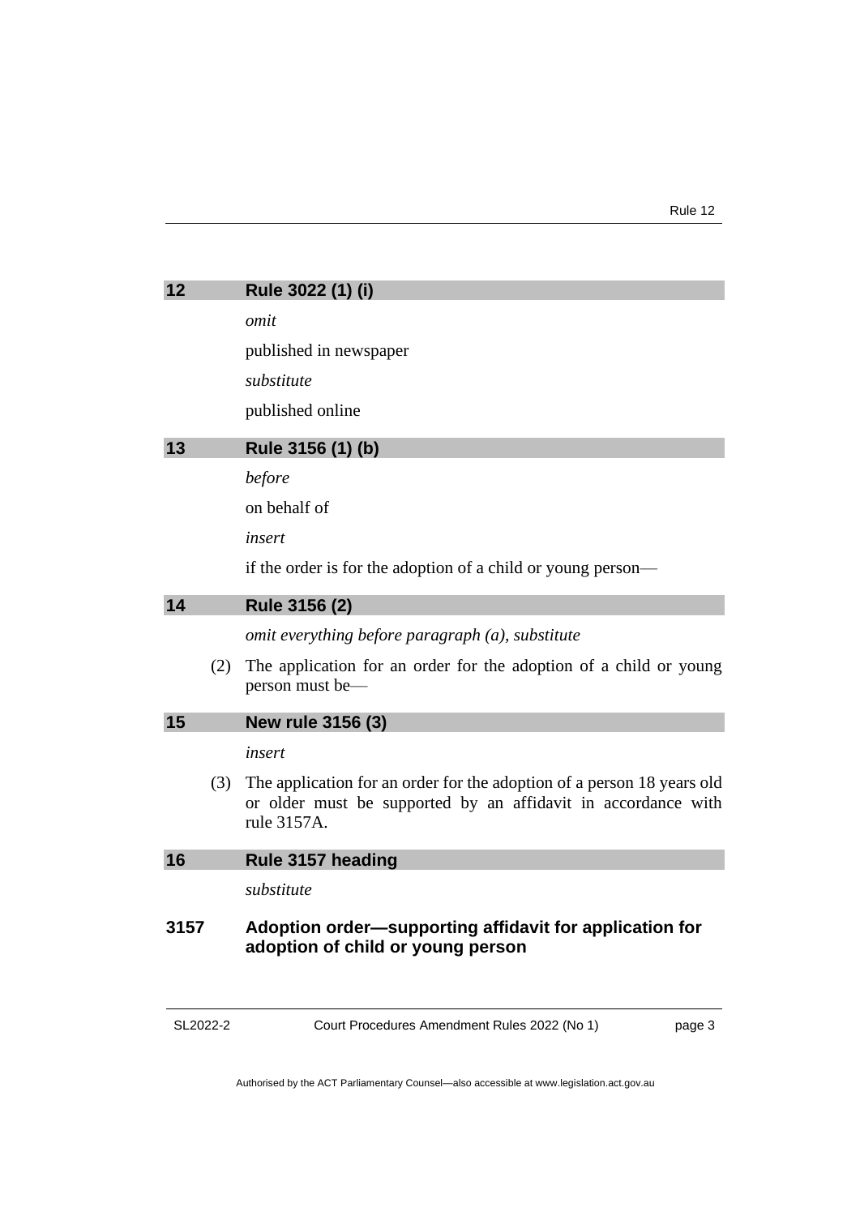## 12 Rule 3022 (1) (i)

*omit*

published in newspaper

*substitute*

published online

## 13 Rule 3156 (1) (b)

*before*

on behalf of

*insert*

if the order is for the adoption of a child or young person—

## 14 Rule 3156 (2)

*omit everything before paragraph (a), substitute*

(2) The application for an order for the adoption of a child or young person must be—

## 15 New rule 3156 (3)

*insert*

(3) The application for an order for the adoption of a person 18 years old or older must be supported by an affidavit in accordance with rule 3157A.

## 16 Rule 3157 heading

*substitute*

### 3157 Adoption order—supporting affidavit for application for adoption of child or young person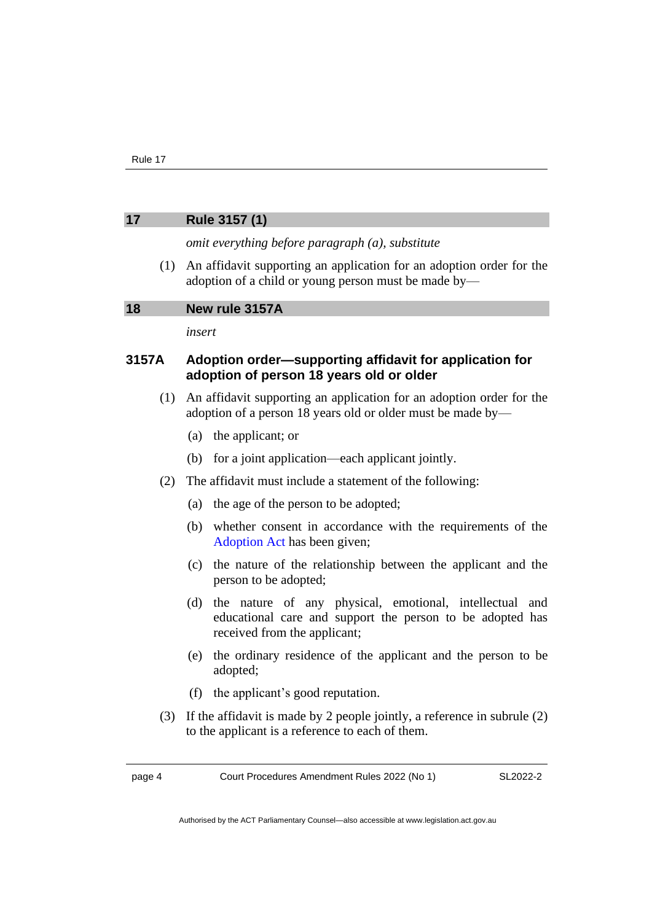## 17 Rule 3157 (1)

*omit everything before paragraph (a), substitute*

(1) An affidavit supporting an application for an adoption order for the adoption of a child or young person must be made by—

## 18 New rule 3157A

*insert*

### 3157A Adoption order—supporting affidavit for application for adoption of person 18 years old or older

(1) An affidavit supporting an application for an adoption order for the adoption of a person 18 years old or older must be made by—

(a) the applicant; or

(b) for a joint application—each applicant jointly.

(2) The affidavit must include a statement of the following:

(a) the age of the person to be adopted;

(b) whether consent in accordance with the requirements of the Adoption Act has been given;

(c) the nature of the relationship between the applicant and the person to be adopted;

(d) the nature of any physical, emotional, intellectual and educational care and support the person to be adopted has received from the applicant;

(e) the ordinary residence of the applicant and the person to be adopted;

(f) the applicant's good reputation.

(3) If the affidavit is made by 2 people jointly, a reference in subrule (2) to the applicant is a reference to each of them.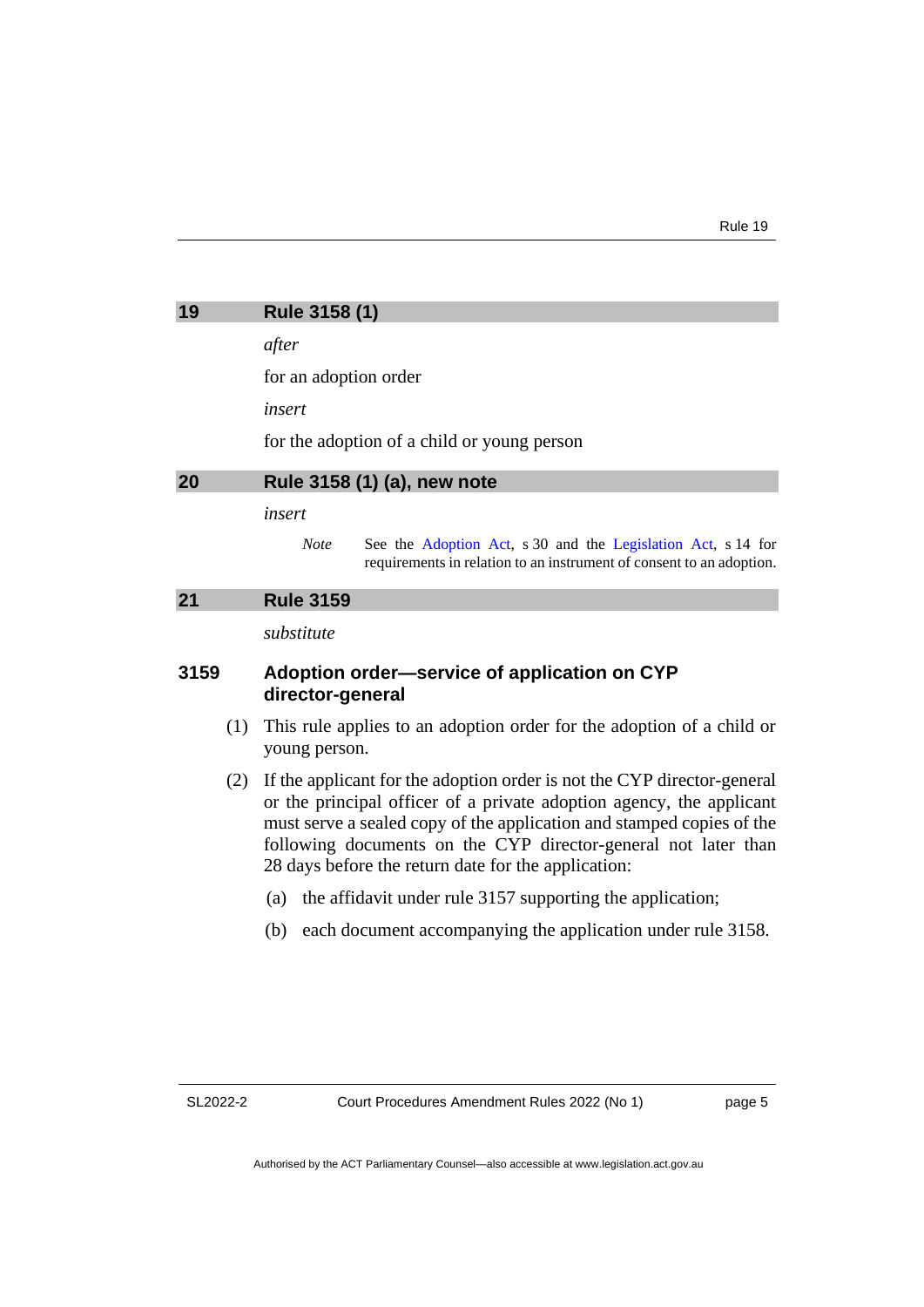## 19 Rule 3158 (1)

*after*

for an adoption order

*insert*

for the adoption of a child or young person

## 20 Rule 3158 (1) (a), new note

*insert*

*Note* See the Adoption Act, s 30 and the Legislation Act, s 14 for requirements in relation to an instrument of consent to an adoption.

## 21 Rule 3159

*substitute*

### 3159 Adoption order—service of application on CYP director-general

(1) This rule applies to an adoption order for the adoption of a child or young person.

(2) If the applicant for the adoption order is not the CYP director-general or the principal officer of a private adoption agency, the applicant must serve a sealed copy of the application and stamped copies of the following documents on the CYP director-general not later than 28 days before the return date for the application:

(a) the affidavit under rule 3157 supporting the application;

(b) each document accompanying the application under rule 3158.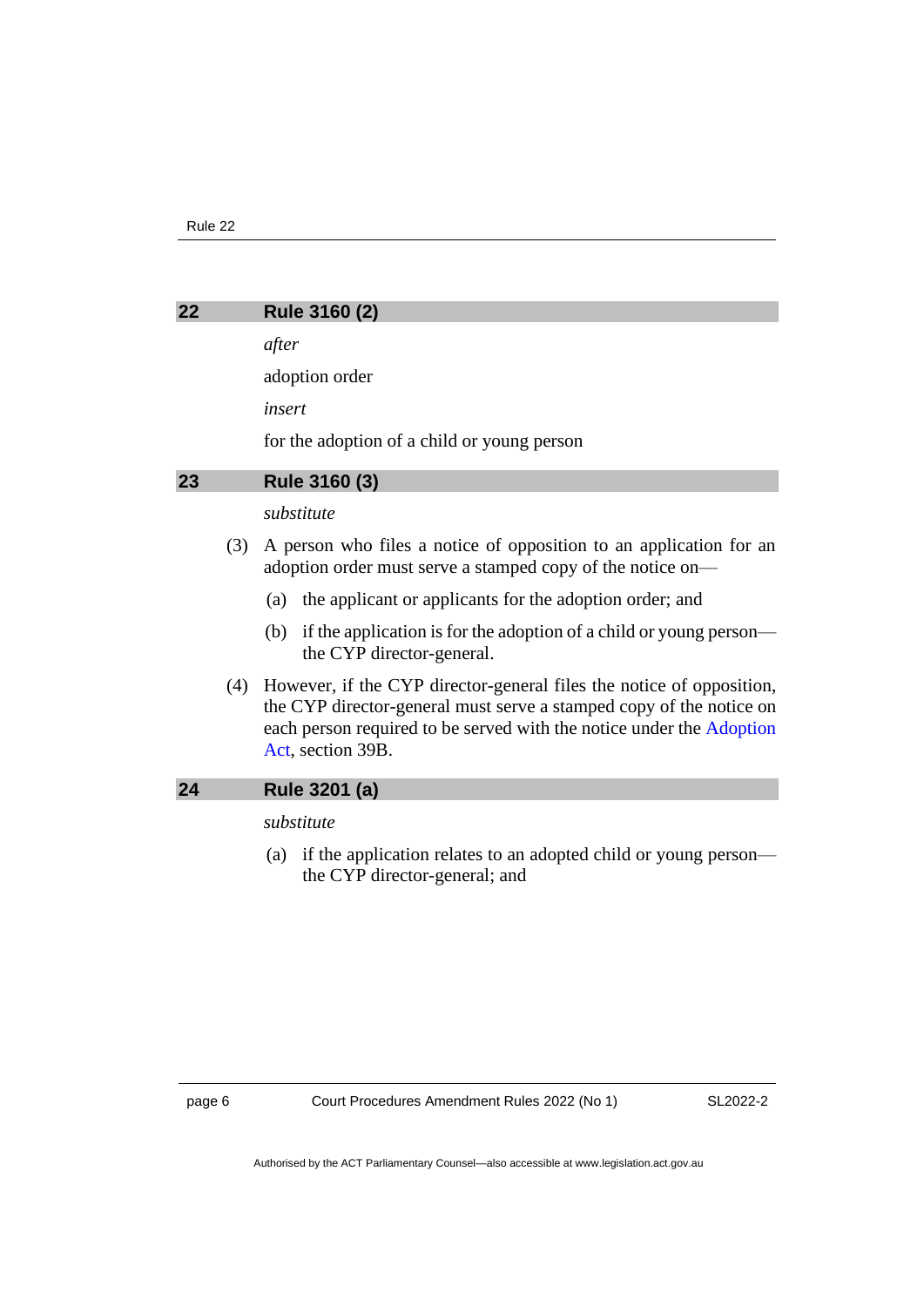## 22 Rule 3160 (2)

*after*

adoption order

*insert*

for the adoption of a child or young person

## 23 Rule 3160 (3)

*substitute*

(3) A person who files a notice of opposition to an application for an adoption order must serve a stamped copy of the notice on—

(a) the applicant or applicants for the adoption order; and

(b) if the application is for the adoption of a child or young person—the CYP director-general.

(4) However, if the CYP director-general files the notice of opposition, the CYP director-general must serve a stamped copy of the notice on each person required to be served with the notice under the Adoption Act, section 39B.

## 24 Rule 3201 (a)

*substitute*

(a) if the application relates to an adopted child or young person—the CYP director-general; and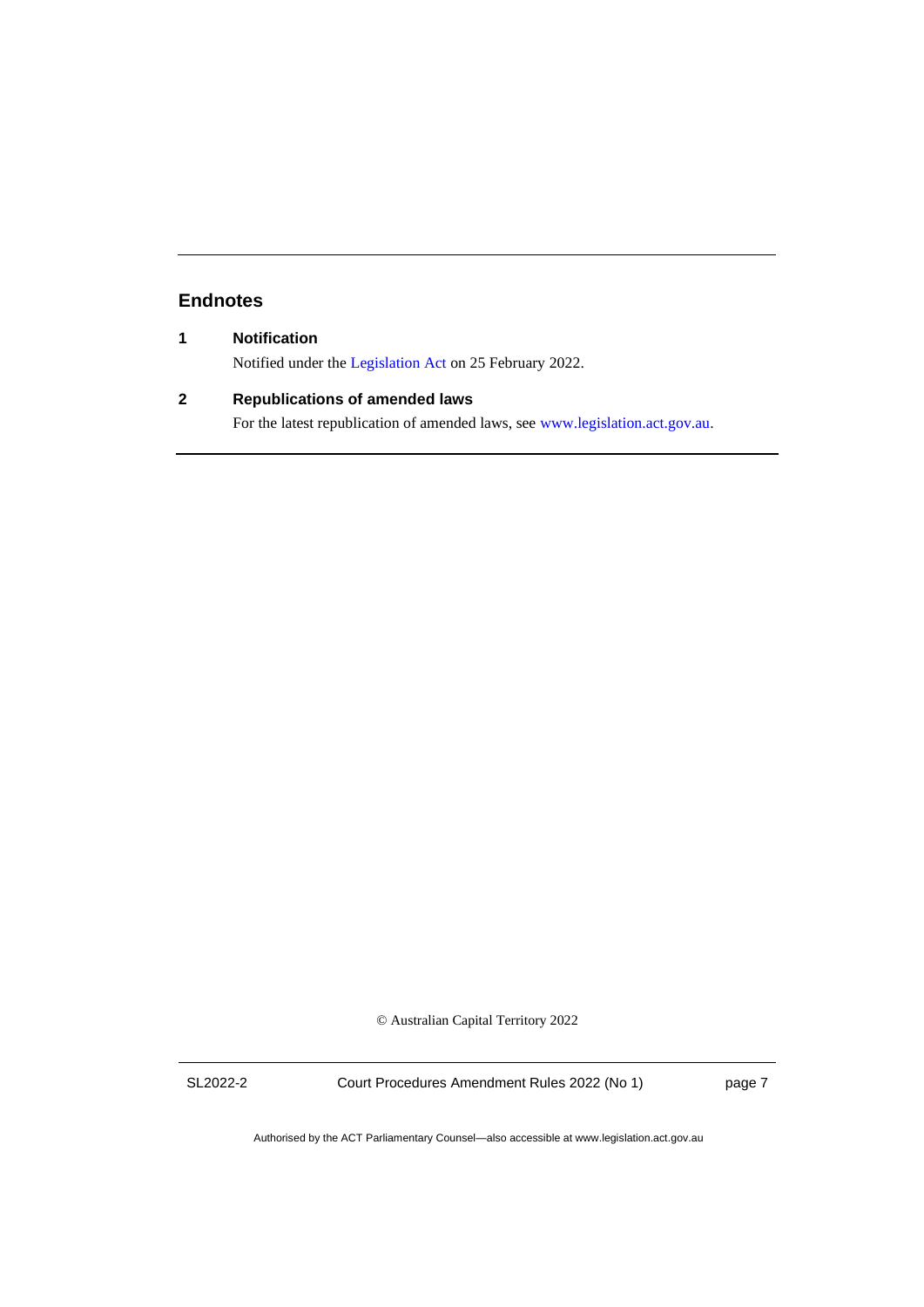## Endnotes

**1 Notification**

Notified under the Legislation Act on 25 February 2022.

**2 Republications of amended laws**

For the latest republication of amended laws, see www.legislation.act.gov.au.

© Australian Capital Territory 2022